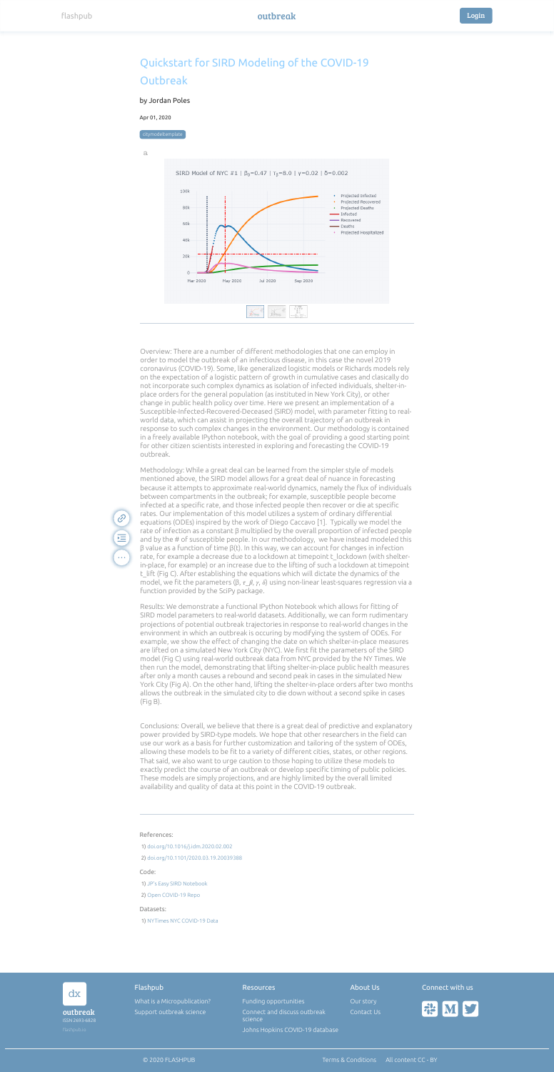# Quickstart for SIRD Modeling of the COVID-19 Outbreak

by Jordan Poles

Apr 01, 2020

citymodeltemplate

SIRD Model of NYC #1 | $\beta_0$=0.47 | $\tau_\beta$=8.0 | $\gamma$=0.02 | $\delta$=0.002

Overview: There are a number of different methodologies that one can employ in order to model the outbreak of an infectious disease, in this case the novel 2019 coronavirus (COVID-19). Some, like generalized logistic models or Richards models rely on the expectation of a logistic pattern of growth in cumulative cases and clasically do not incorporate such complex dynamics as isolation of infected individuals, shelter-in-place orders for the general population (as instituted in New York City), or other change in public health policy over time. Here we present an implementation of a Susceptible-Infected-Recovered-Deceased (SIRD) model, with parameter fitting to real-world data, which can assist in projecting the overall trajectory of an outbreak in response to such complex changes in the environment. Our methodology is contained in a freely available IPython notebook, with the goal of providing a good starting point for other citizen scientists interested in exploring and forecasting the COVID-19 outbreak.

Methodology: While a great deal can be learned from the simpler style of models mentioned above, the SIRD model allows for a great deal of nuance in forecasting because it attempts to approximate real-world dynamics, namely the flux of individuals between compartments in the outbreak; for example, susceptible people become infected at a specific rate, and those infected people then recover or die at specific rates. Our implementation of this model utilizes a system of ordinary differential equations (ODEs) inspired by the work of Diego Caccavo [1]. Typically we model the rate of infection as a constant β multiplied by the overall proportion of infected people and by the # of susceptible people. In our methodology, we have instead modeled this β value as a function of time β(t). In this way, we can account for changes in infection rate, for example a decrease due to a lockdown at timepoint t_lockdown (with shelter-in-place, for example) or an increase due to the lifting of such a lockdown at timepoint t_lift (Fig C). After establishing the equations which will dictate the dynamics of the model, we fit the parameters ($\beta$, $\tau\_\beta$, $\gamma$, $\delta$) using non-linear least-squares regression via a function provided by the SciPy package.

Results: We demonstrate a functional IPython Notebook which allows for fitting of SIRD model parameters to real-world datasets. Additionally, we can form rudimentary projections of potential outbreak trajectories in response to real-world changes in the environment in which an outbreak is occuring by modifying the system of ODEs. For example, we show the effect of changing the date on which shelter-in-place measures are lifted on a simulated New York City (NYC). We first fit the parameters of the SIRD model (Fig C) using real-world outbreak data from NYC provided by the NY Times. We then run the model, demonstrating that lifting shelter-in-place public health measures after only a month causes a rebound and second peak in cases in the simulated New York City (Fig A). On the other hand, lifting the shelter-in-place orders after two months allows the outbreak in the simulated city to die down without a second spike in cases (Fig B).

Conclusions: Overall, we believe that there is a great deal of predictive and explanatory power provided by SIRD-type models. We hope that other researchers in the field can use our work as a basis for further customization and tailoring of the system of ODEs, allowing these models to be fit to a variety of different cities, states, or other regions. That said, we also want to urge caution to those hoping to utilize these models to exactly predict the course of an outbreak or develop specific timing of public policies. These models are simply projections, and are highly limited by the overall limited availability and quality of data at this point in the COVID-19 outbreak.

References:

1) doi.org/10.1016/j.idm.2020.02.002
2) doi.org/10.1101/2020.03.19.20039388

Code:

1) JP's Easy SIRD Notebook
2) Open COVID-19 Repo

Datasets:

1) NYTimes NYC COVID-19 Data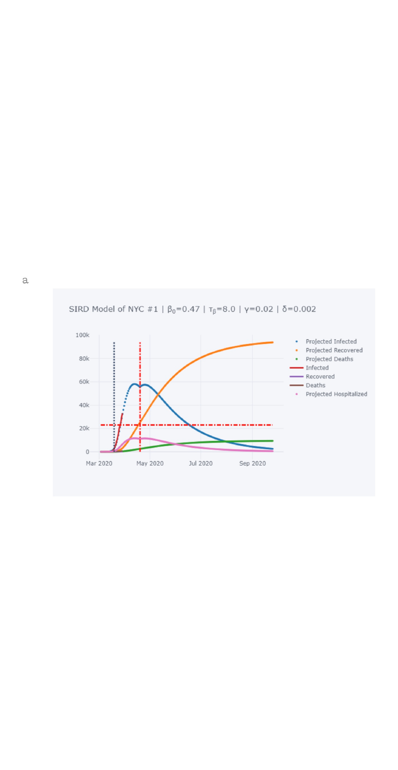a

SIRD Model of NYC #1 | $\beta_0=0.47$ | $\tau_\beta=8.0$ | $\gamma=0.02$ | $\delta=0.002$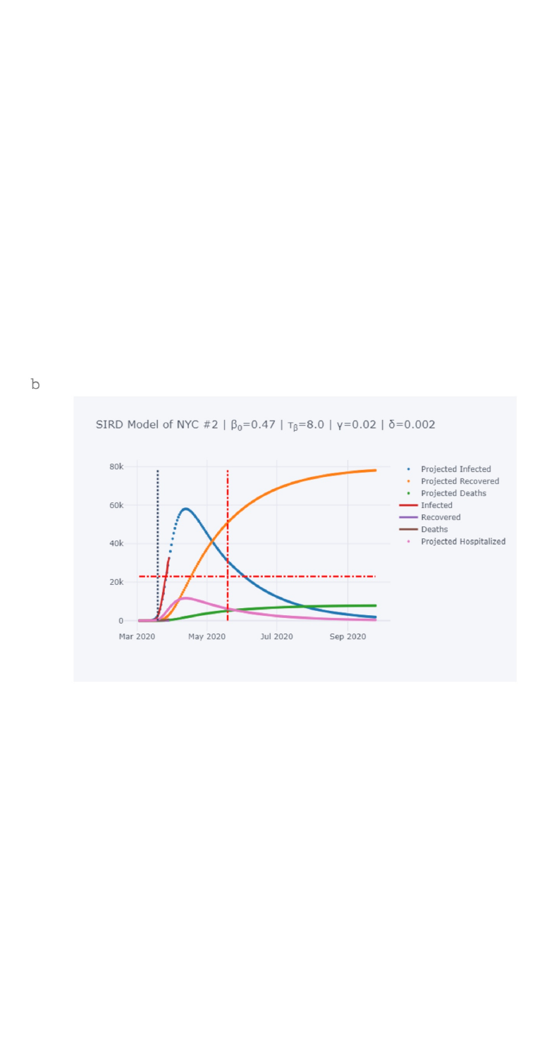b

SIRD Model of NYC #2 | $\beta_0$=0.47 | $\tau_\beta$=8.0 | $\gamma$=0.02 | $\delta$=0.002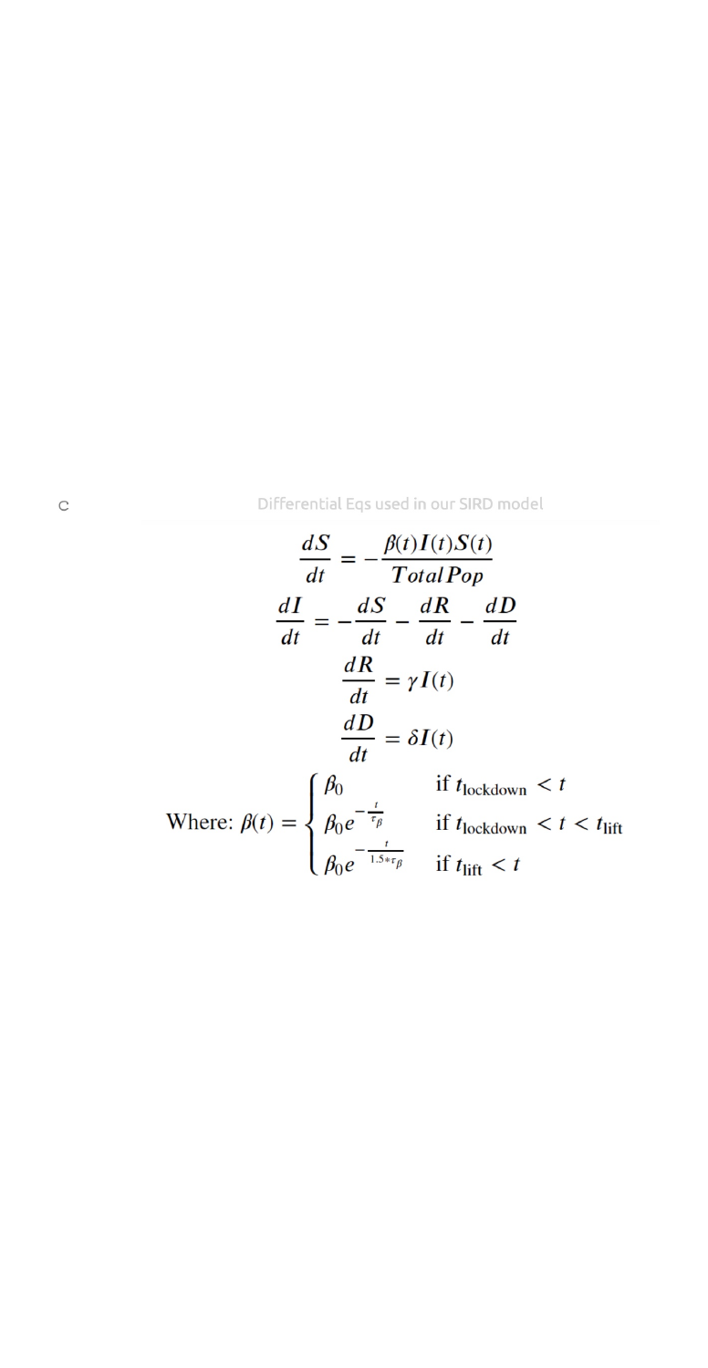C

Differential Eqs used in our SIRD model

$$\frac{dS}{dt} = -\frac{\beta(t)I(t)S(t)}{Total\,Pop}$$

$$\frac{dI}{dt} = -\frac{dS}{dt} - \frac{dR}{dt} - \frac{dD}{dt}$$

$$\frac{dR}{dt} = \gamma I(t)$$

$$\frac{dD}{dt} = \delta I(t)$$

$$\text{Where: } \beta(t) = \begin{cases} \beta_0 & \text{if } t_{\text{lockdown}} < t \\ \beta_0 e^{-\frac{t}{\tau_\beta}} & \text{if } t_{\text{lockdown}} < t < t_{\text{lift}} \\ \beta_0 e^{-\frac{t}{1.5*\tau_\beta}} & \text{if } t_{\text{lift}} < t \end{cases}$$